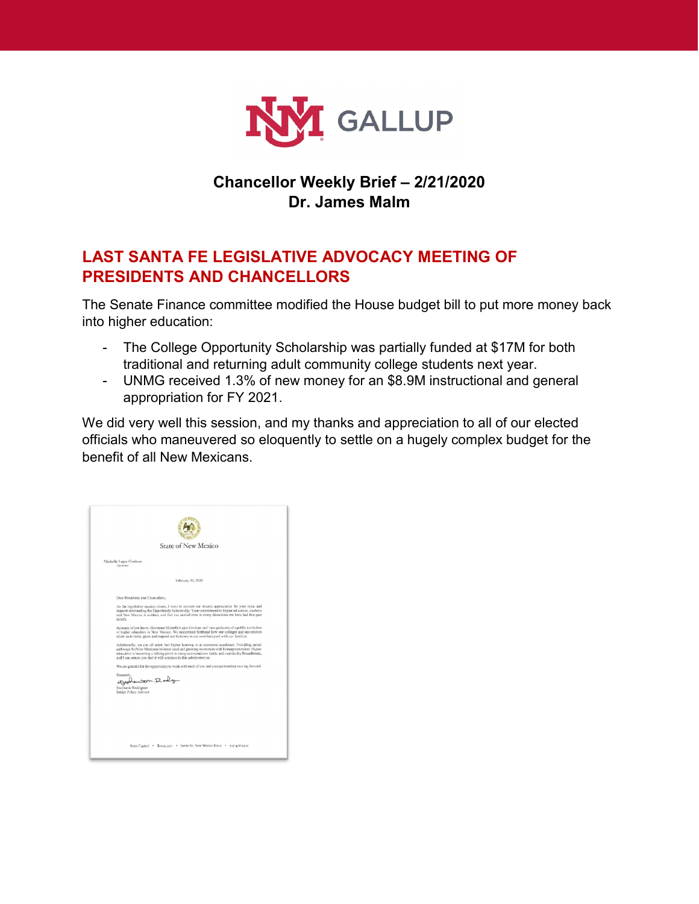# Chancellor Weekly Brief – 2/21/2020
## Dr. James Malm

## LAST SANTA FE LEGISLATIVE ADVOCACY MEETING OF PRESIDENTS AND CHANCELLORS

The Senate Finance committee modified the House budget bill to put more money back into higher education:

- The College Opportunity Scholarship was partially funded at $17M for both traditional and returning adult community college students next year.
- UNMG received 1.3% of new money for an $8.9M instructional and general appropriation for FY 2021.

We did very well this session, and my thanks and appreciation to all of our elected officials who maneuvered so eloquently to settle on a hugely complex budget for the benefit of all New Mexicans.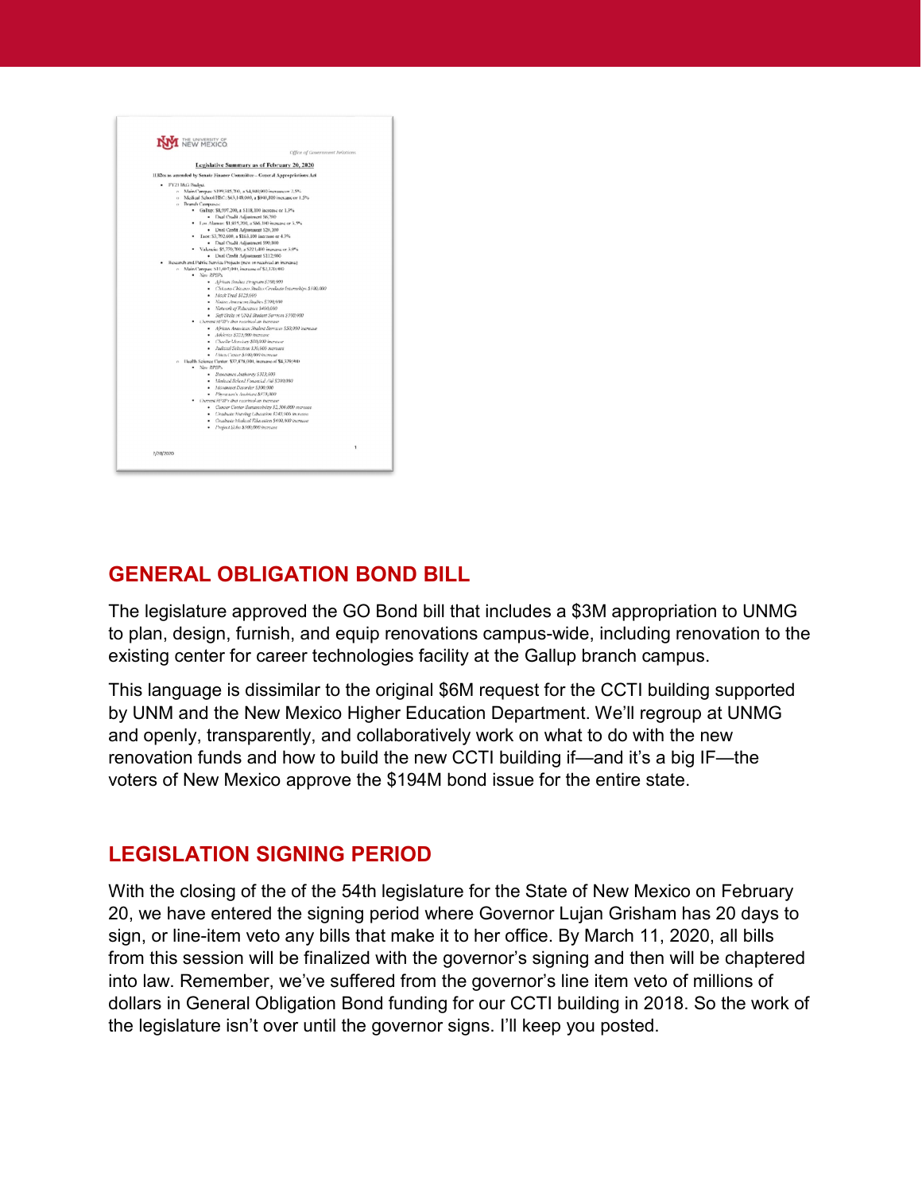## GENERAL OBLIGATION BOND BILL

The legislature approved the GO Bond bill that includes a $3M appropriation to UNMG to plan, design, furnish, and equip renovations campus-wide, including renovation to the existing center for career technologies facility at the Gallup branch campus.

This language is dissimilar to the original $6M request for the CCTI building supported by UNM and the New Mexico Higher Education Department. We'll regroup at UNMG and openly, transparently, and collaboratively work on what to do with the new renovation funds and how to build the new CCTI building if—and it's a big IF—the voters of New Mexico approve the $194M bond issue for the entire state.

## LEGISLATION SIGNING PERIOD

With the closing of the of the 54th legislature for the State of New Mexico on February 20, we have entered the signing period where Governor Lujan Grisham has 20 days to sign, or line-item veto any bills that make it to her office. By March 11, 2020, all bills from this session will be finalized with the governor's signing and then will be chaptered into law. Remember, we've suffered from the governor's line item veto of millions of dollars in General Obligation Bond funding for our CCTI building in 2018. So the work of the legislature isn't over until the governor signs. I'll keep you posted.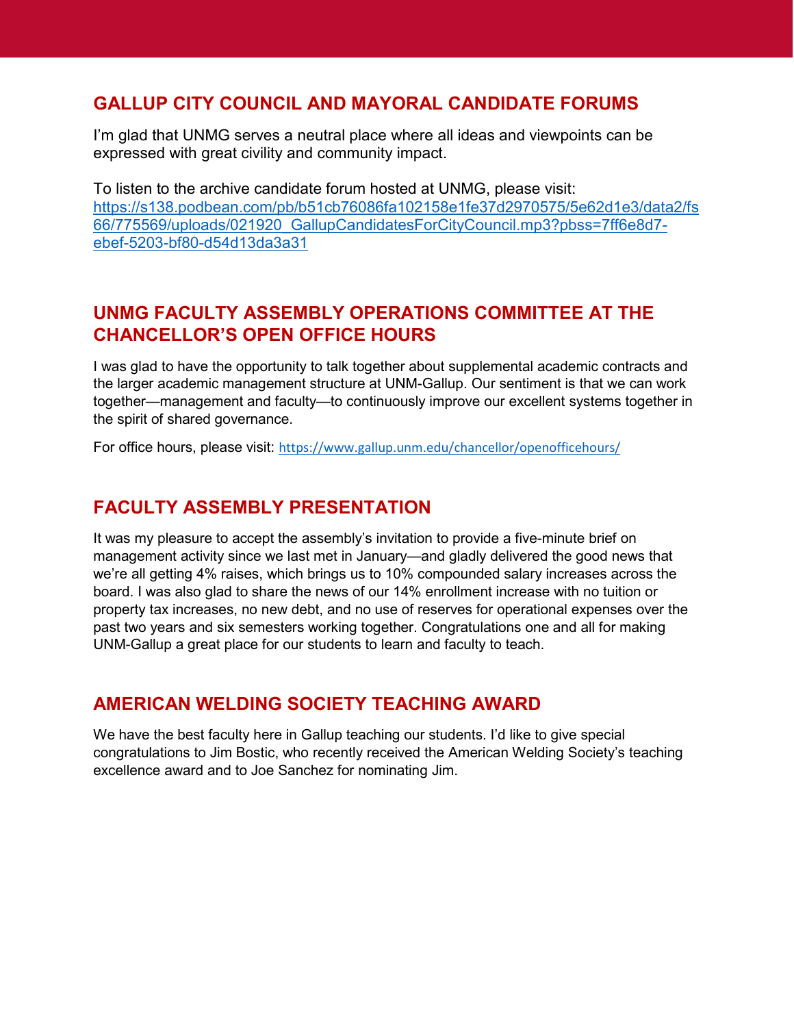## GALLUP CITY COUNCIL AND MAYORAL CANDIDATE FORUMS

I'm glad that UNMG serves a neutral place where all ideas and viewpoints can be expressed with great civility and community impact.

To listen to the archive candidate forum hosted at UNMG, please visit: https://s138.podbean.com/pb/b51cb76086fa102158e1fe37d2970575/5e62d1e3/data2/fs66/775569/uploads/021920_GallupCandidatesForCityCouncil.mp3?pbss=7ff6e8d7-ebef-5203-bf80-d54d13da3a31

## UNMG FACULTY ASSEMBLY OPERATIONS COMMITTEE AT THE CHANCELLOR'S OPEN OFFICE HOURS

I was glad to have the opportunity to talk together about supplemental academic contracts and the larger academic management structure at UNM-Gallup. Our sentiment is that we can work together—management and faculty—to continuously improve our excellent systems together in the spirit of shared governance.

For office hours, please visit: https://www.gallup.unm.edu/chancellor/openofficehours/

## FACULTY ASSEMBLY PRESENTATION

It was my pleasure to accept the assembly's invitation to provide a five-minute brief on management activity since we last met in January—and gladly delivered the good news that we're all getting 4% raises, which brings us to 10% compounded salary increases across the board. I was also glad to share the news of our 14% enrollment increase with no tuition or property tax increases, no new debt, and no use of reserves for operational expenses over the past two years and six semesters working together. Congratulations one and all for making UNM-Gallup a great place for our students to learn and faculty to teach.

## AMERICAN WELDING SOCIETY TEACHING AWARD

We have the best faculty here in Gallup teaching our students. I'd like to give special congratulations to Jim Bostic, who recently received the American Welding Society's teaching excellence award and to Joe Sanchez for nominating Jim.